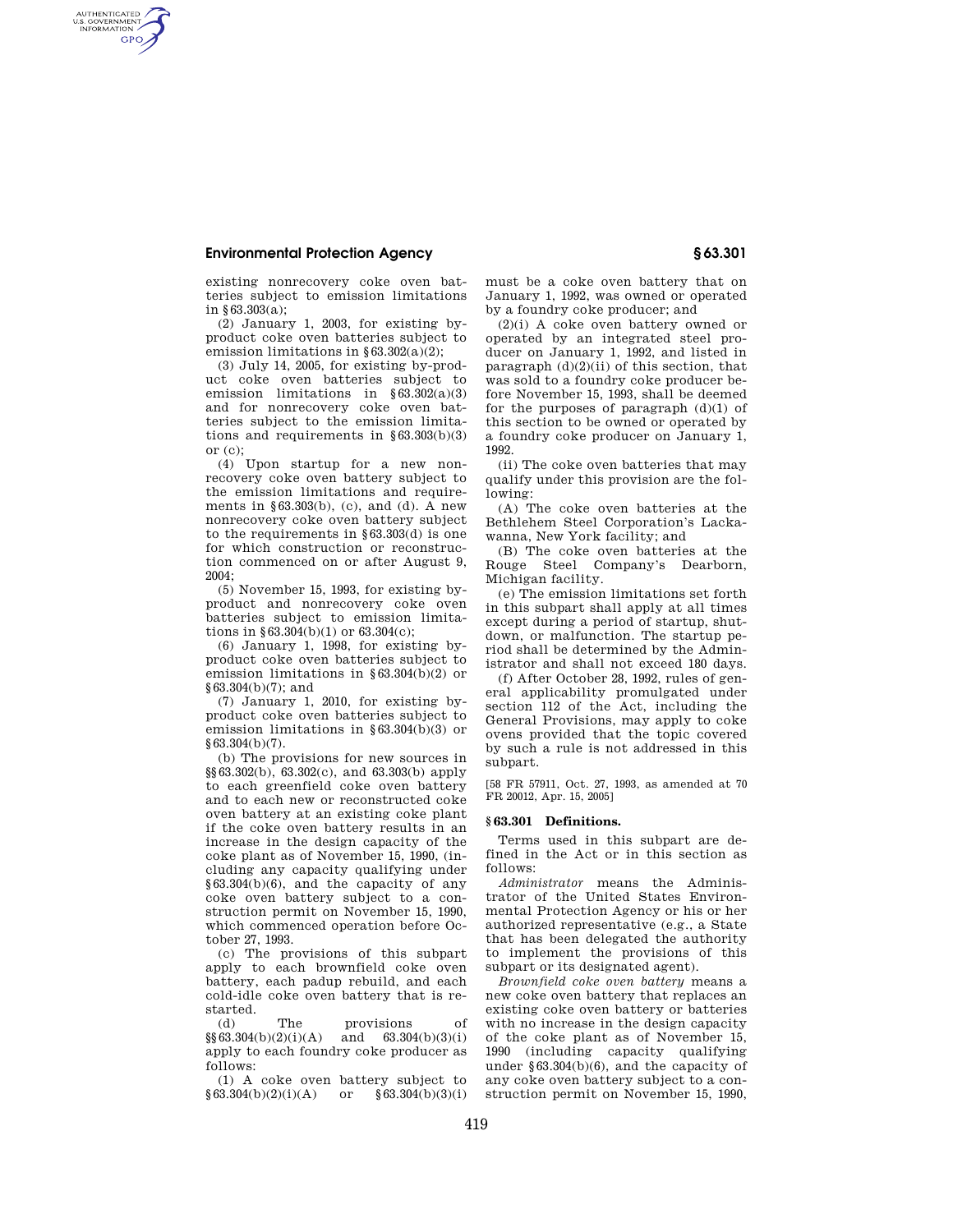existing nonrecovery coke oven batteries subject to emission limitations in §63.303(a);

(2) January 1, 2003, for existing by-product coke oven batteries subject to emission limitations in §63.302(a)(2);

(3) July 14, 2005, for existing by-product coke oven batteries subject to emission limitations in §63.302(a)(3) and for nonrecovery coke oven batteries subject to the emission limitations and requirements in §63.303(b)(3) or (c);

(4) Upon startup for a new nonrecovery coke oven battery subject to the emission limitations and requirements in §63.303(b), (c), and (d). A new nonrecovery coke oven battery subject to the requirements in §63.303(d) is one for which construction or reconstruction commenced on or after August 9, 2004;

(5) November 15, 1993, for existing by-product and nonrecovery coke oven batteries subject to emission limitations in §63.304(b)(1) or 63.304(c);

(6) January 1, 1998, for existing by-product coke oven batteries subject to emission limitations in §63.304(b)(2) or §63.304(b)(7); and

(7) January 1, 2010, for existing by-product coke oven batteries subject to emission limitations in §63.304(b)(3) or §63.304(b)(7).

(b) The provisions for new sources in §§63.302(b), 63.302(c), and 63.303(b) apply to each greenfield coke oven battery and to each new or reconstructed coke oven battery at an existing coke plant if the coke oven battery results in an increase in the design capacity of the coke plant as of November 15, 1990, (including any capacity qualifying under §63.304(b)(6), and the capacity of any coke oven battery subject to a construction permit on November 15, 1990, which commenced operation before October 27, 1993.

(c) The provisions of this subpart apply to each brownfield coke oven battery, each padup rebuild, and each cold-idle coke oven battery that is restarted.

(d) The provisions of §§63.304(b)(2)(i)(A) and 63.304(b)(3)(i) apply to each foundry coke producer as follows:

(1) A coke oven battery subject to §63.304(b)(2)(i)(A) or §63.304(b)(3)(i) must be a coke oven battery that on January 1, 1992, was owned or operated by a foundry coke producer; and

(2)(i) A coke oven battery owned or operated by an integrated steel producer on January 1, 1992, and listed in paragraph (d)(2)(ii) of this section, that was sold to a foundry coke producer before November 15, 1993, shall be deemed for the purposes of paragraph (d)(1) of this section to be owned or operated by a foundry coke producer on January 1, 1992.

(ii) The coke oven batteries that may qualify under this provision are the following:

(A) The coke oven batteries at the Bethlehem Steel Corporation's Lackawanna, New York facility; and

(B) The coke oven batteries at the Rouge Steel Company's Dearborn, Michigan facility.

(e) The emission limitations set forth in this subpart shall apply at all times except during a period of startup, shutdown, or malfunction. The startup period shall be determined by the Administrator and shall not exceed 180 days.

(f) After October 28, 1992, rules of general applicability promulgated under section 112 of the Act, including the General Provisions, may apply to coke ovens provided that the topic covered by such a rule is not addressed in this subpart.

[58 FR 57911, Oct. 27, 1993, as amended at 70 FR 20012, Apr. 15, 2005]

## §63.301 Definitions.

Terms used in this subpart are defined in the Act or in this section as follows:

*Administrator* means the Administrator of the United States Environmental Protection Agency or his or her authorized representative (e.g., a State that has been delegated the authority to implement the provisions of this subpart or its designated agent).

*Brownfield coke oven battery* means a new coke oven battery that replaces an existing coke oven battery or batteries with no increase in the design capacity of the coke plant as of November 15, 1990 (including capacity qualifying under §63.304(b)(6), and the capacity of any coke oven battery subject to a construction permit on November 15, 1990,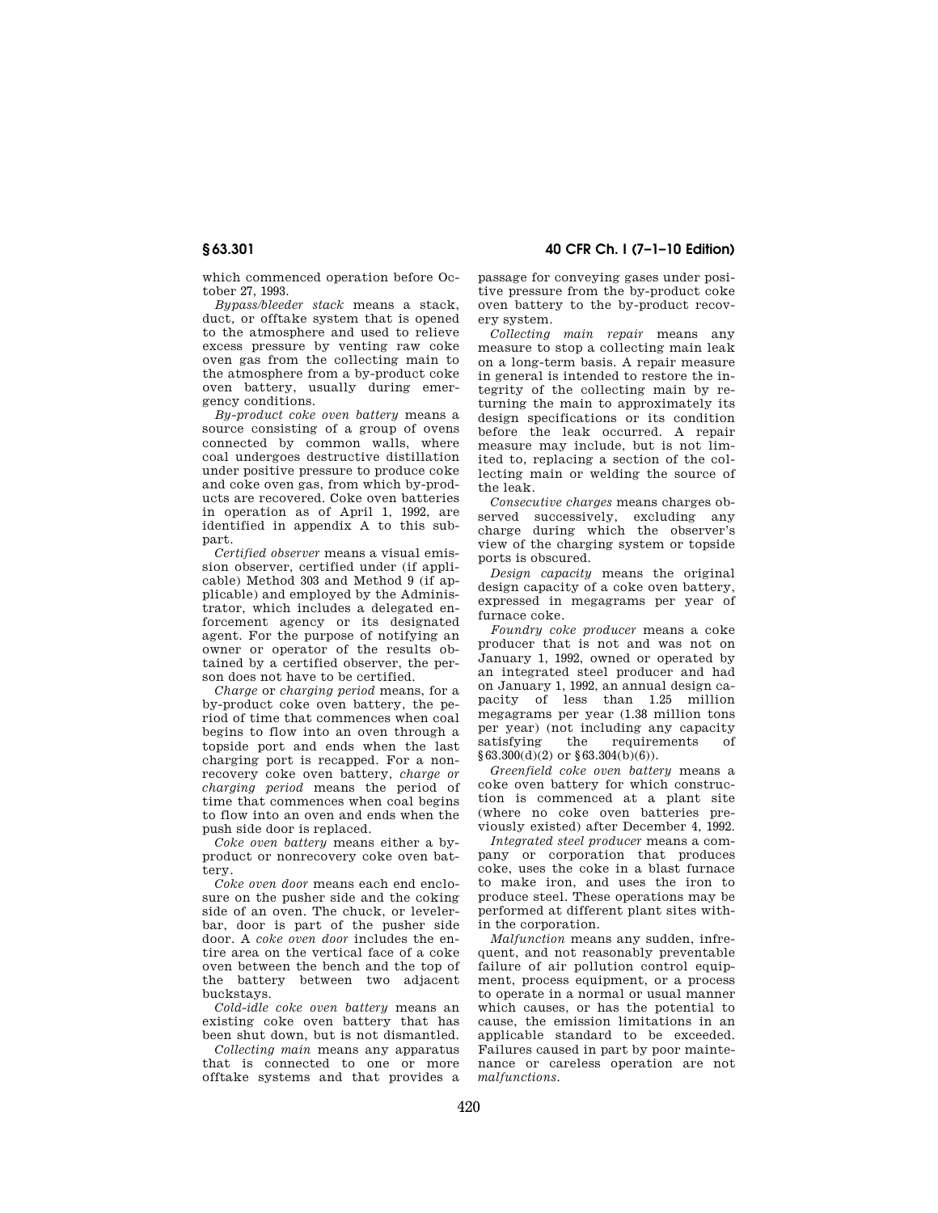which commenced operation before October 27, 1993.

*Bypass/bleeder stack* means a stack, duct, or offtake system that is opened to the atmosphere and used to relieve excess pressure by venting raw coke oven gas from the collecting main to the atmosphere from a by-product coke oven battery, usually during emergency conditions.

*By-product coke oven battery* means a source consisting of a group of ovens connected by common walls, where coal undergoes destructive distillation under positive pressure to produce coke and coke oven gas, from which by-products are recovered. Coke oven batteries in operation as of April 1, 1992, are identified in appendix A to this subpart.

*Certified observer* means a visual emission observer, certified under (if applicable) Method 303 and Method 9 (if applicable) and employed by the Administrator, which includes a delegated enforcement agency or its designated agent. For the purpose of notifying an owner or operator of the results obtained by a certified observer, the person does not have to be certified.

*Charge* or *charging period* means, for a by-product coke oven battery, the period of time that commences when coal begins to flow into an oven through a topside port and ends when the last charging port is recapped. For a non-recovery coke oven battery, *charge or charging period* means the period of time that commences when coal begins to flow into an oven and ends when the push side door is replaced.

*Coke oven battery* means either a by-product or nonrecovery coke oven battery.

*Coke oven door* means each end enclosure on the pusher side and the coking side of an oven. The chuck, or leveler-bar, door is part of the pusher side door. A *coke oven door* includes the entire area on the vertical face of a coke oven between the bench and the top of the battery between two adjacent buckstays.

*Cold-idle coke oven battery* means an existing coke oven battery that has been shut down, but is not dismantled.

*Collecting main* means any apparatus that is connected to one or more offtake systems and that provides a passage for conveying gases under positive pressure from the by-product coke oven battery to the by-product recovery system.

*Collecting main repair* means any measure to stop a collecting main leak on a long-term basis. A repair measure in general is intended to restore the integrity of the collecting main by returning the main to approximately its design specifications or its condition before the leak occurred. A repair measure may include, but is not limited to, replacing a section of the collecting main or welding the source of the leak.

*Consecutive charges* means charges observed successively, excluding any charge during which the observer's view of the charging system or topside ports is obscured.

*Design capacity* means the original design capacity of a coke oven battery, expressed in megagrams per year of furnace coke.

*Foundry coke producer* means a coke producer that is not and was not on January 1, 1992, owned or operated by an integrated steel producer and had on January 1, 1992, an annual design capacity of less than 1.25 million megagrams per year (1.38 million tons per year) (not including any capacity satisfying the requirements of §63.300(d)(2) or §63.304(b)(6)).

*Greenfield coke oven battery* means a coke oven battery for which construction is commenced at a plant site (where no coke oven batteries previously existed) after December 4, 1992.

*Integrated steel producer* means a company or corporation that produces coke, uses the coke in a blast furnace to make iron, and uses the iron to produce steel. These operations may be performed at different plant sites within the corporation.

*Malfunction* means any sudden, infrequent, and not reasonably preventable failure of air pollution control equipment, process equipment, or a process to operate in a normal or usual manner which causes, or has the potential to cause, the emission limitations in an applicable standard to be exceeded. Failures caused in part by poor maintenance or careless operation are not *malfunctions*.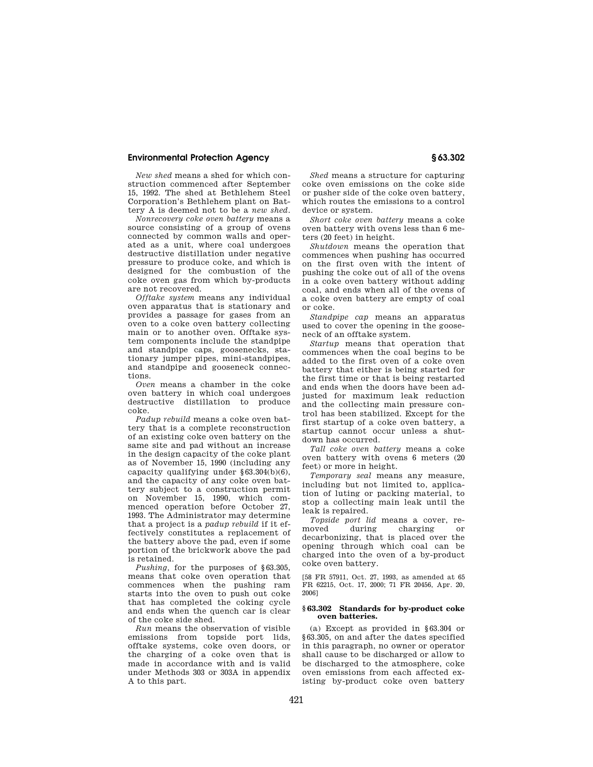*New shed* means a shed for which construction commenced after September 15, 1992. The shed at Bethlehem Steel Corporation's Bethlehem plant on Battery A is deemed not to be a *new shed*.

*Nonrecovery coke oven battery* means a source consisting of a group of ovens connected by common walls and operated as a unit, where coal undergoes destructive distillation under negative pressure to produce coke, and which is designed for the combustion of the coke oven gas from which by-products are not recovered.

*Offtake system* means any individual oven apparatus that is stationary and provides a passage for gases from an oven to a coke oven battery collecting main or to another oven. Offtake system components include the standpipe and standpipe caps, goosenecks, stationary jumper pipes, mini-standpipes, and standpipe and gooseneck connections.

*Oven* means a chamber in the coke oven battery in which coal undergoes destructive distillation to produce coke.

*Padup rebuild* means a coke oven battery that is a complete reconstruction of an existing coke oven battery on the same site and pad without an increase in the design capacity of the coke plant as of November 15, 1990 (including any capacity qualifying under §63.304(b)(6), and the capacity of any coke oven battery subject to a construction permit on November 15, 1990, which commenced operation before October 27, 1993. The Administrator may determine that a project is a *padup rebuild* if it effectively constitutes a replacement of the battery above the pad, even if some portion of the brickwork above the pad is retained.

*Pushing,* for the purposes of §63.305, means that coke oven operation that commences when the pushing ram starts into the oven to push out coke that has completed the coking cycle and ends when the quench car is clear of the coke side shed.

*Run* means the observation of visible emissions from topside port lids, offtake systems, coke oven doors, or the charging of a coke oven that is made in accordance with and is valid under Methods 303 or 303A in appendix A to this part.

*Shed* means a structure for capturing coke oven emissions on the coke side or pusher side of the coke oven battery, which routes the emissions to a control device or system.

*Short coke oven battery* means a coke oven battery with ovens less than 6 meters (20 feet) in height.

*Shutdown* means the operation that commences when pushing has occurred on the first oven with the intent of pushing the coke out of all of the ovens in a coke oven battery without adding coal, and ends when all of the ovens of a coke oven battery are empty of coal or coke.

*Standpipe cap* means an apparatus used to cover the opening in the gooseneck of an offtake system.

*Startup* means that operation that commences when the coal begins to be added to the first oven of a coke oven battery that either is being started for the first time or that is being restarted and ends when the doors have been adjusted for maximum leak reduction and the collecting main pressure control has been stabilized. Except for the first startup of a coke oven battery, a startup cannot occur unless a shutdown has occurred.

*Tall coke oven battery* means a coke oven battery with ovens 6 meters (20 feet) or more in height.

*Temporary seal* means any measure, including but not limited to, application of luting or packing material, to stop a collecting main leak until the leak is repaired.

*Topside port lid* means a cover, removed during charging or decarbonizing, that is placed over the opening through which coal can be charged into the oven of a by-product coke oven battery.

[58 FR 57911, Oct. 27, 1993, as amended at 65 FR 62215, Oct. 17, 2000; 71 FR 20456, Apr. 20, 2006]

## §63.302 Standards for by-product coke oven batteries.

(a) Except as provided in §63.304 or §63.305, on and after the dates specified in this paragraph, no owner or operator shall cause to be discharged or allow to be discharged to the atmosphere, coke oven emissions from each affected existing by-product coke oven battery